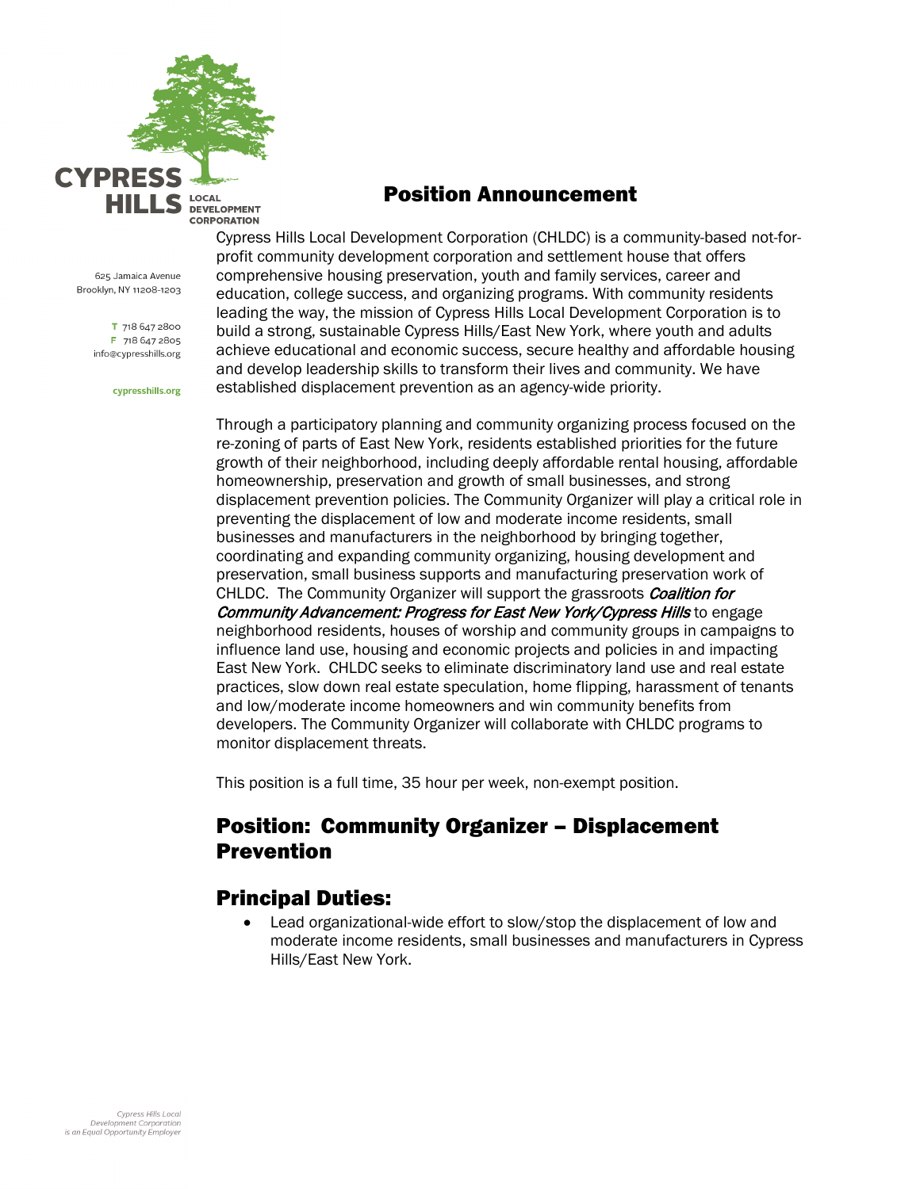CYPRESS HILLS LOCAL DEVELOPMENT CORPORATION

625 Jamaica Avenue
Brooklyn, NY 11208-1203

T 718 647 2800
F 718 647 2805
info@cypresshills.org

cypresshills.org

# Position Announcement

Cypress Hills Local Development Corporation (CHLDC) is a community-based not-for-profit community development corporation and settlement house that offers comprehensive housing preservation, youth and family services, career and education, college success, and organizing programs. With community residents leading the way, the mission of Cypress Hills Local Development Corporation is to build a strong, sustainable Cypress Hills/East New York, where youth and adults achieve educational and economic success, secure healthy and affordable housing and develop leadership skills to transform their lives and community. We have established displacement prevention as an agency-wide priority.

Through a participatory planning and community organizing process focused on the re-zoning of parts of East New York, residents established priorities for the future growth of their neighborhood, including deeply affordable rental housing, affordable homeownership, preservation and growth of small businesses, and strong displacement prevention policies. The Community Organizer will play a critical role in preventing the displacement of low and moderate income residents, small businesses and manufacturers in the neighborhood by bringing together, coordinating and expanding community organizing, housing development and preservation, small business supports and manufacturing preservation work of CHLDC. The Community Organizer will support the grassroots ***Coalition for Community Advancement: Progress for East New York/Cypress Hills*** to engage neighborhood residents, houses of worship and community groups in campaigns to influence land use, housing and economic projects and policies in and impacting East New York. CHLDC seeks to eliminate discriminatory land use and real estate practices, slow down real estate speculation, home flipping, harassment of tenants and low/moderate income homeowners and win community benefits from developers. The Community Organizer will collaborate with CHLDC programs to monitor displacement threats.

This position is a full time, 35 hour per week, non-exempt position.

## Position: Community Organizer – Displacement Prevention

## Principal Duties:

- Lead organizational-wide effort to slow/stop the displacement of low and moderate income residents, small businesses and manufacturers in Cypress Hills/East New York.

*Cypress Hills Local Development Corporation is an Equal Opportunity Employer*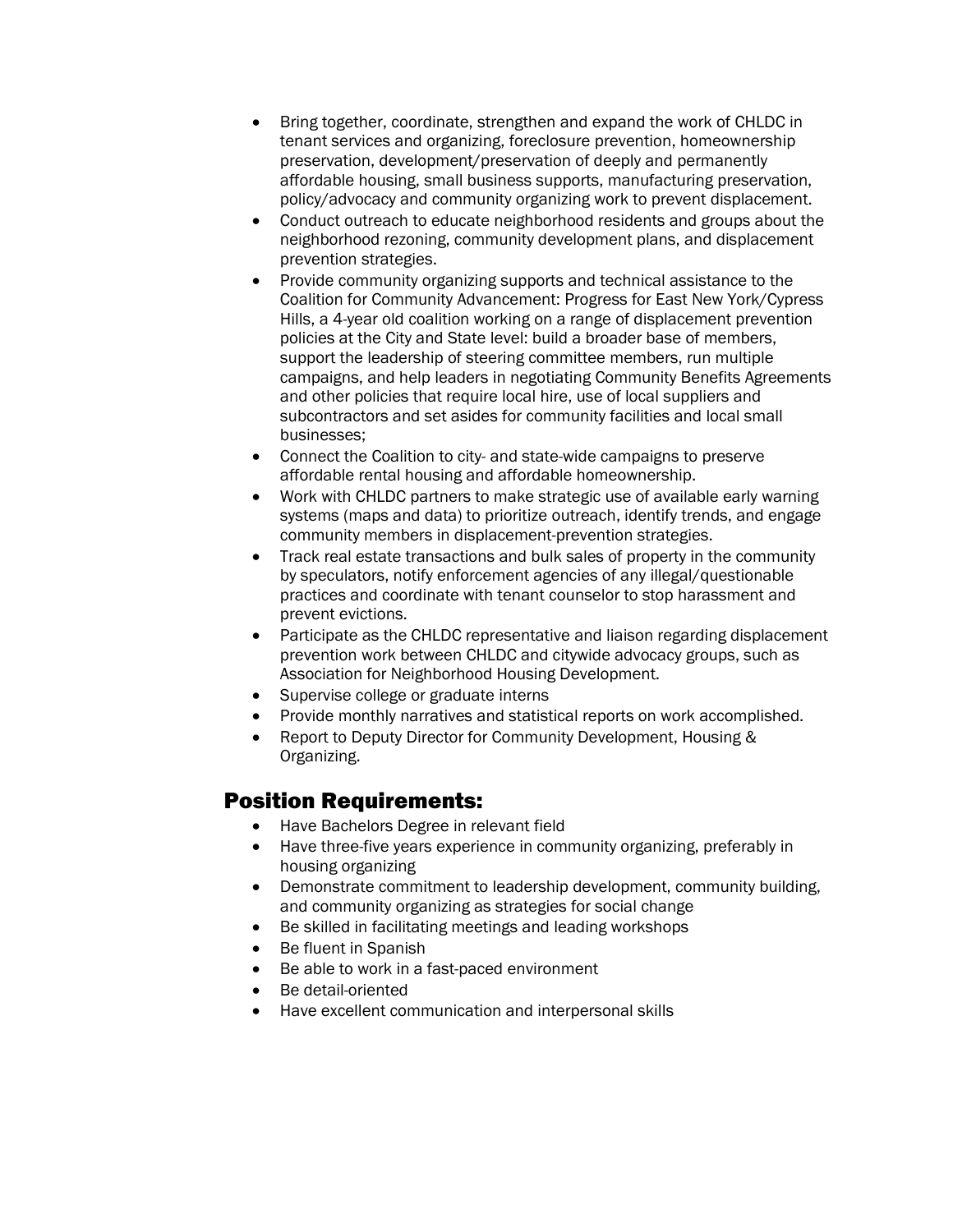- Bring together, coordinate, strengthen and expand the work of CHLDC in tenant services and organizing, foreclosure prevention, homeownership preservation, development/preservation of deeply and permanently affordable housing, small business supports, manufacturing preservation, policy/advocacy and community organizing work to prevent displacement.
- Conduct outreach to educate neighborhood residents and groups about the neighborhood rezoning, community development plans, and displacement prevention strategies.
- Provide community organizing supports and technical assistance to the Coalition for Community Advancement: Progress for East New York/Cypress Hills, a 4-year old coalition working on a range of displacement prevention policies at the City and State level: build a broader base of members, support the leadership of steering committee members, run multiple campaigns, and help leaders in negotiating Community Benefits Agreements and other policies that require local hire, use of local suppliers and subcontractors and set asides for community facilities and local small businesses;
- Connect the Coalition to city- and state-wide campaigns to preserve affordable rental housing and affordable homeownership.
- Work with CHLDC partners to make strategic use of available early warning systems (maps and data) to prioritize outreach, identify trends, and engage community members in displacement-prevention strategies.
- Track real estate transactions and bulk sales of property in the community by speculators, notify enforcement agencies of any illegal/questionable practices and coordinate with tenant counselor to stop harassment and prevent evictions.
- Participate as the CHLDC representative and liaison regarding displacement prevention work between CHLDC and citywide advocacy groups, such as Association for Neighborhood Housing Development.
- Supervise college or graduate interns
- Provide monthly narratives and statistical reports on work accomplished.
- Report to Deputy Director for Community Development, Housing & Organizing.

## Position Requirements:

- Have Bachelors Degree in relevant field
- Have three-five years experience in community organizing, preferably in housing organizing
- Demonstrate commitment to leadership development, community building, and community organizing as strategies for social change
- Be skilled in facilitating meetings and leading workshops
- Be fluent in Spanish
- Be able to work in a fast-paced environment
- Be detail-oriented
- Have excellent communication and interpersonal skills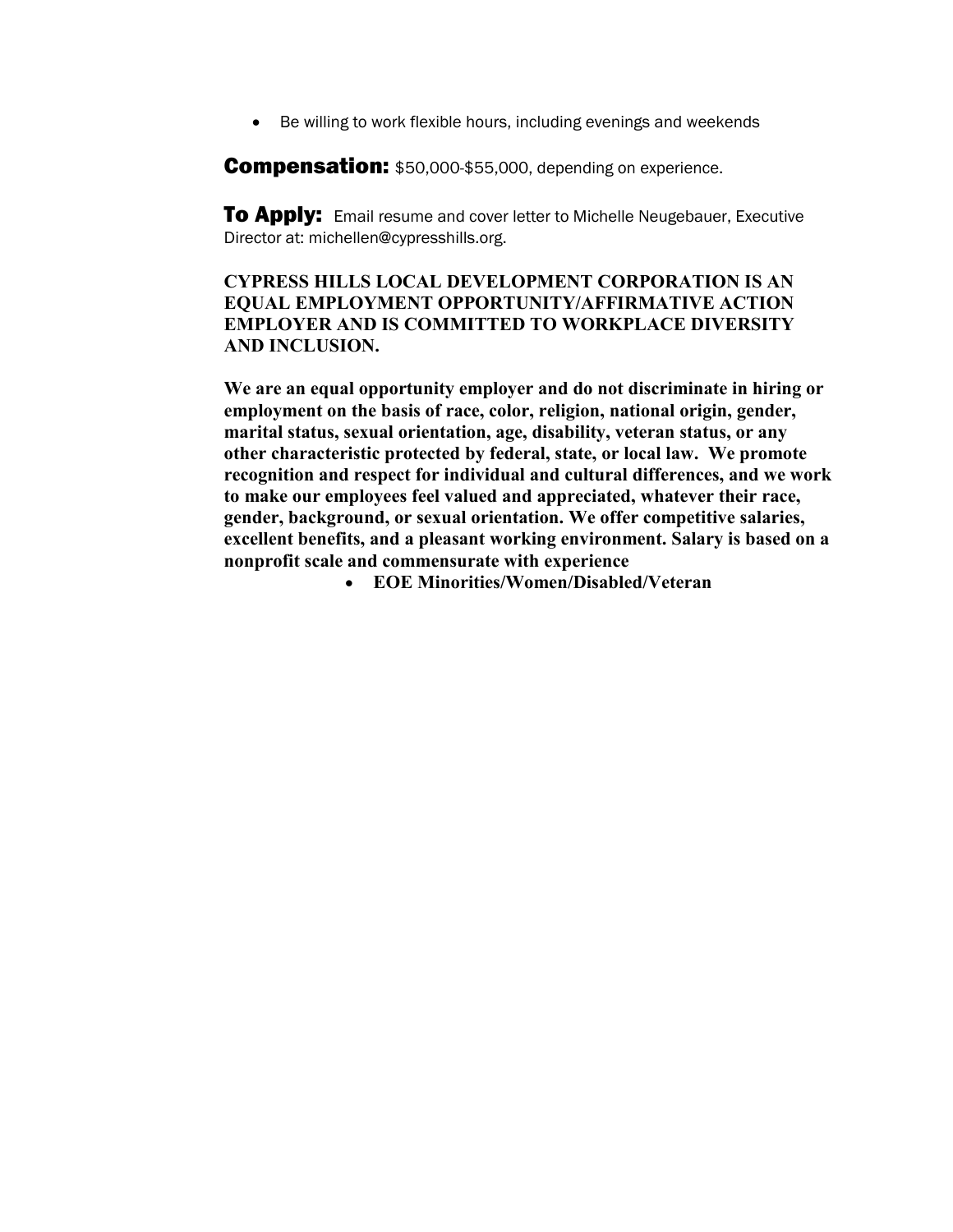- Be willing to work flexible hours, including evenings and weekends

**Compensation:** $50,000-$55,000, depending on experience.

**To Apply:** Email resume and cover letter to Michelle Neugebauer, Executive Director at: michellen@cypresshills.org.

**CYPRESS HILLS LOCAL DEVELOPMENT CORPORATION IS AN EQUAL EMPLOYMENT OPPORTUNITY/AFFIRMATIVE ACTION EMPLOYER AND IS COMMITTED TO WORKPLACE DIVERSITY AND INCLUSION.**

**We are an equal opportunity employer and do not discriminate in hiring or employment on the basis of race, color, religion, national origin, gender, marital status, sexual orientation, age, disability, veteran status, or any other characteristic protected by federal, state, or local law. We promote recognition and respect for individual and cultural differences, and we work to make our employees feel valued and appreciated, whatever their race, gender, background, or sexual orientation. We offer competitive salaries, excellent benefits, and a pleasant working environment. Salary is based on a nonprofit scale and commensurate with experience**

- **EOE Minorities/Women/Disabled/Veteran**